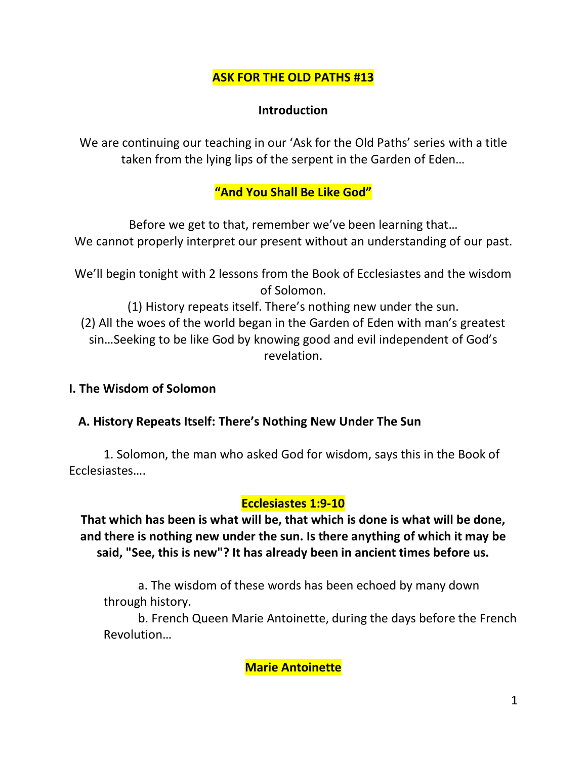# ASK FOR THE OLD PATHS #13

## Introduction

We are continuing our teaching in our 'Ask for the Old Paths' series with a title taken from the lying lips of the serpent in the Garden of Eden…

**"And You Shall Be Like God"**

Before we get to that, remember we've been learning that…
We cannot properly interpret our present without an understanding of our past.

We'll begin tonight with 2 lessons from the Book of Ecclesiastes and the wisdom of Solomon.
(1) History repeats itself. There's nothing new under the sun.
(2) All the woes of the world began in the Garden of Eden with man's greatest sin…Seeking to be like God by knowing good and evil independent of God's revelation.

## I. The Wisdom of Solomon

### A. History Repeats Itself: There's Nothing New Under The Sun

1. Solomon, the man who asked God for wisdom, says this in the Book of Ecclesiastes….

**Ecclesiastes 1:9-10**

**That which has been is what will be, that which is done is what will be done, and there is nothing new under the sun. Is there anything of which it may be said, "See, this is new"? It has already been in ancient times before us.**

a. The wisdom of these words has been echoed by many down through history.

b. French Queen Marie Antoinette, during the days before the French Revolution…

**Marie Antoinette**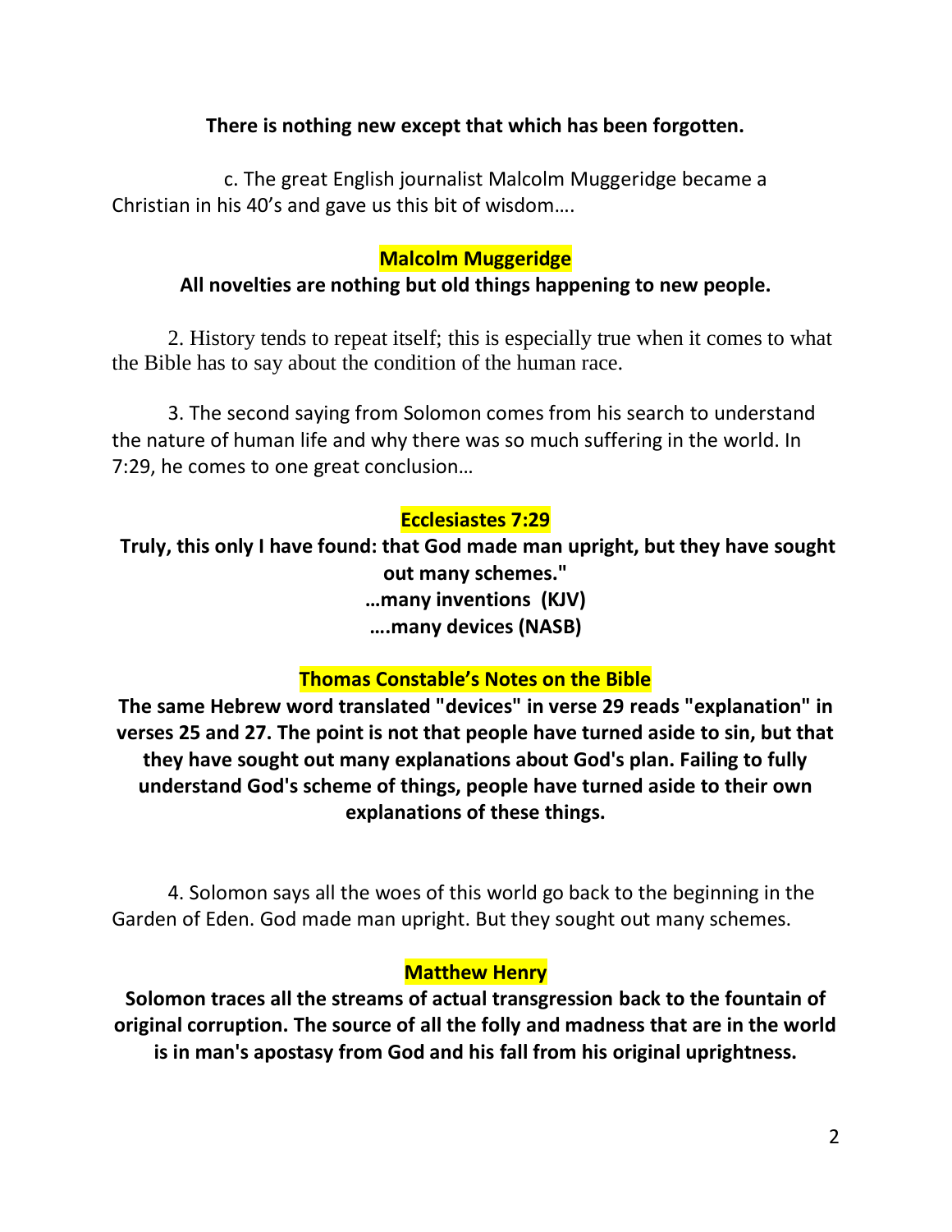**There is nothing new except that which has been forgotten.**

c. The great English journalist Malcolm Muggeridge became a Christian in his 40's and gave us this bit of wisdom….

**Malcolm Muggeridge**

**All novelties are nothing but old things happening to new people.**

2. History tends to repeat itself; this is especially true when it comes to what the Bible has to say about the condition of the human race.

3. The second saying from Solomon comes from his search to understand the nature of human life and why there was so much suffering in the world. In 7:29, he comes to one great conclusion…

**Ecclesiastes 7:29**

**Truly, this only I have found: that God made man upright, but they have sought out many schemes."**
**…many inventions (KJV)**
**….many devices (NASB)**

**Thomas Constable's Notes on the Bible**

**The same Hebrew word translated "devices" in verse 29 reads "explanation" in verses 25 and 27. The point is not that people have turned aside to sin, but that they have sought out many explanations about God's plan. Failing to fully understand God's scheme of things, people have turned aside to their own explanations of these things.**

4. Solomon says all the woes of this world go back to the beginning in the Garden of Eden. God made man upright. But they sought out many schemes.

**Matthew Henry**

**Solomon traces all the streams of actual transgression back to the fountain of original corruption. The source of all the folly and madness that are in the world is in man's apostasy from God and his fall from his original uprightness.**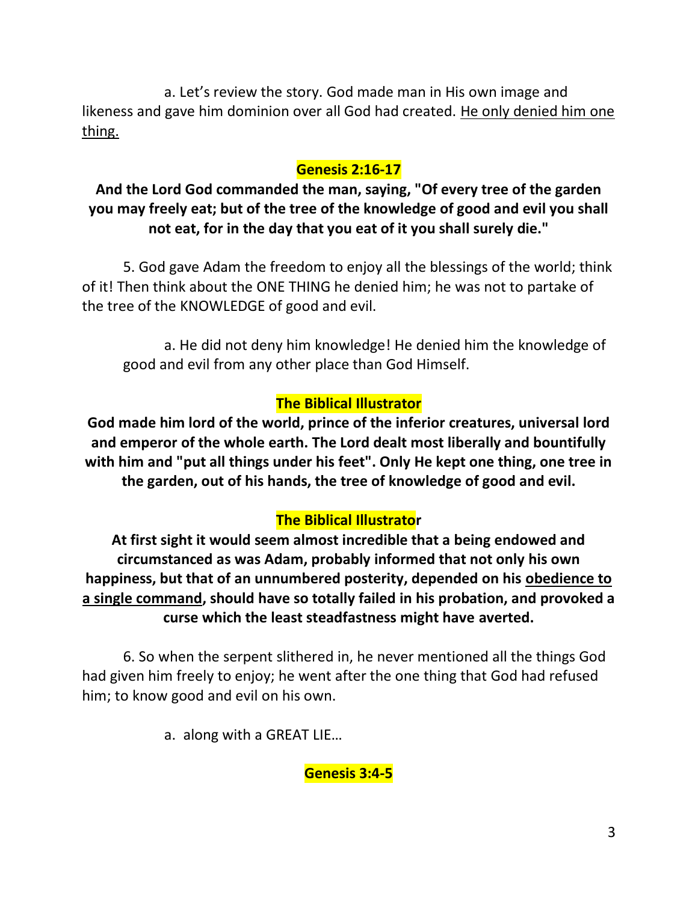a. Let's review the story. God made man in His own image and likeness and gave him dominion over all God had created. <u>He only denied him one thing.</u>

**Genesis 2:16-17**

**And the Lord God commanded the man, saying, "Of every tree of the garden you may freely eat; but of the tree of the knowledge of good and evil you shall not eat, for in the day that you eat of it you shall surely die."**

5. God gave Adam the freedom to enjoy all the blessings of the world; think of it! Then think about the ONE THING he denied him; he was not to partake of the tree of the KNOWLEDGE of good and evil.

a. He did not deny him knowledge! He denied him the knowledge of good and evil from any other place than God Himself.

**The Biblical Illustrator**

**God made him lord of the world, prince of the inferior creatures, universal lord and emperor of the whole earth. The Lord dealt most liberally and bountifully with him and "put all things under his feet". Only He kept one thing, one tree in the garden, out of his hands, the tree of knowledge of good and evil.**

**The Biblical Illustrator**

**At first sight it would seem almost incredible that a being endowed and circumstanced as was Adam, probably informed that not only his own happiness, but that of an unnumbered posterity, depended on his <u>obedience to a single command</u>, should have so totally failed in his probation, and provoked a curse which the least steadfastness might have averted.**

6. So when the serpent slithered in, he never mentioned all the things God had given him freely to enjoy; he went after the one thing that God had refused him; to know good and evil on his own.

a. along with a GREAT LIE…

**Genesis 3:4-5**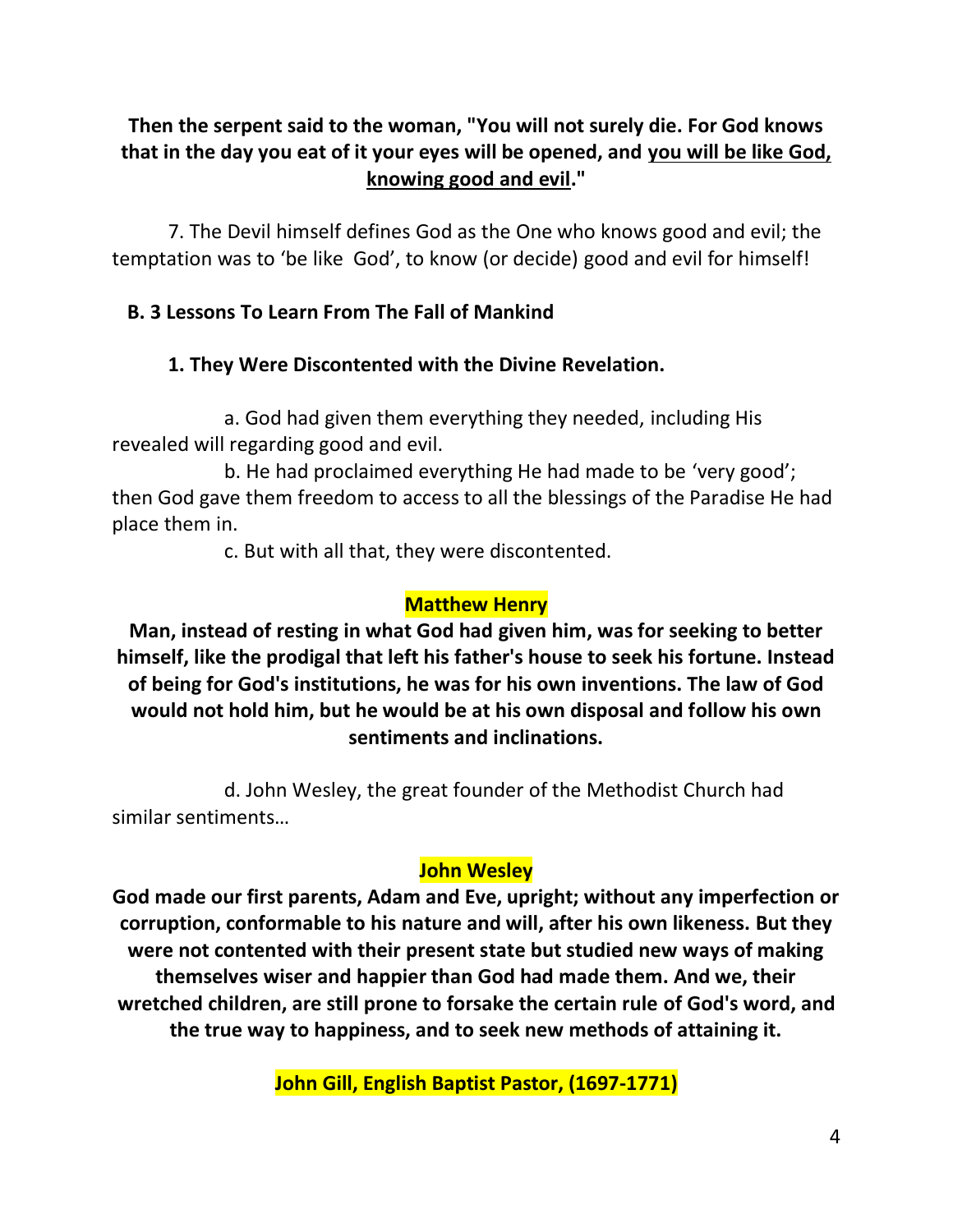**Then the serpent said to the woman, "You will not surely die. For God knows that in the day you eat of it your eyes will be opened, and <u>you will be like God, knowing good and evil</u>."**

7. The Devil himself defines God as the One who knows good and evil; the temptation was to 'be like God', to know (or decide) good and evil for himself!

**B. 3 Lessons To Learn From The Fall of Mankind**

**1. They Were Discontented with the Divine Revelation.**

a. God had given them everything they needed, including His revealed will regarding good and evil.

b. He had proclaimed everything He had made to be 'very good'; then God gave them freedom to access to all the blessings of the Paradise He had place them in.

c. But with all that, they were discontented.

**Matthew Henry**

**Man, instead of resting in what God had given him, was for seeking to better himself, like the prodigal that left his father's house to seek his fortune. Instead of being for God's institutions, he was for his own inventions. The law of God would not hold him, but he would be at his own disposal and follow his own sentiments and inclinations.**

d. John Wesley, the great founder of the Methodist Church had similar sentiments…

**John Wesley**

**God made our first parents, Adam and Eve, upright; without any imperfection or corruption, conformable to his nature and will, after his own likeness. But they were not contented with their present state but studied new ways of making themselves wiser and happier than God had made them. And we, their wretched children, are still prone to forsake the certain rule of God's word, and the true way to happiness, and to seek new methods of attaining it.**

**John Gill, English Baptist Pastor, (1697-1771)**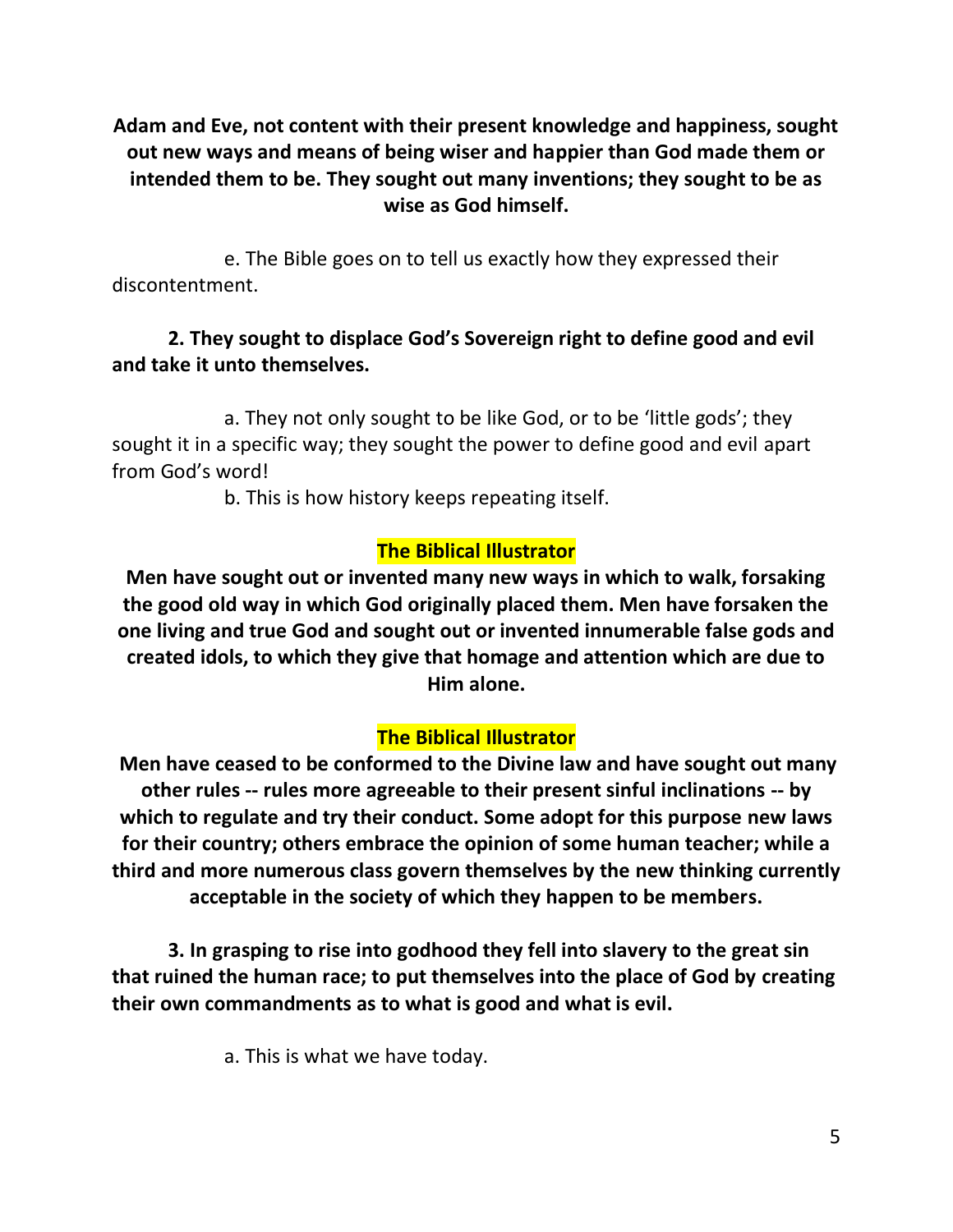**Adam and Eve, not content with their present knowledge and happiness, sought out new ways and means of being wiser and happier than God made them or intended them to be. They sought out many inventions; they sought to be as wise as God himself.**

e. The Bible goes on to tell us exactly how they expressed their discontentment.

**2. They sought to displace God's Sovereign right to define good and evil and take it unto themselves.**

a. They not only sought to be like God, or to be 'little gods'; they sought it in a specific way; they sought the power to define good and evil apart from God's word!

b. This is how history keeps repeating itself.

**The Biblical Illustrator**

**Men have sought out or invented many new ways in which to walk, forsaking the good old way in which God originally placed them. Men have forsaken the one living and true God and sought out or invented innumerable false gods and created idols, to which they give that homage and attention which are due to Him alone.**

**The Biblical Illustrator**

**Men have ceased to be conformed to the Divine law and have sought out many other rules -- rules more agreeable to their present sinful inclinations -- by which to regulate and try their conduct. Some adopt for this purpose new laws for their country; others embrace the opinion of some human teacher; while a third and more numerous class govern themselves by the new thinking currently acceptable in the society of which they happen to be members.**

**3. In grasping to rise into godhood they fell into slavery to the great sin that ruined the human race; to put themselves into the place of God by creating their own commandments as to what is good and what is evil.**

a. This is what we have today.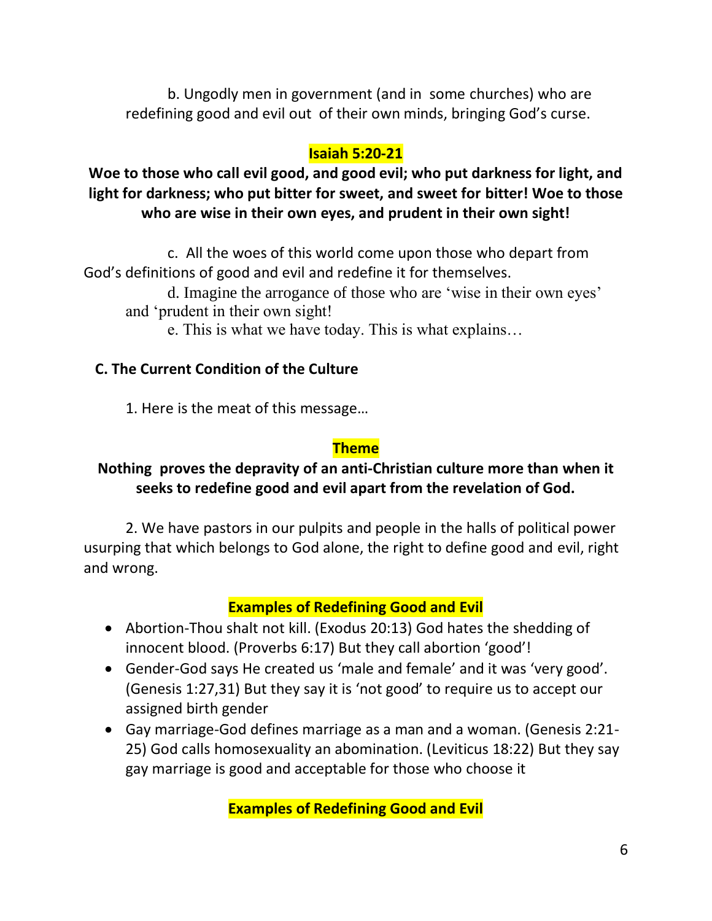b. Ungodly men in government (and in some churches) who are redefining good and evil out of their own minds, bringing God's curse.

**Isaiah 5:20-21**

**Woe to those who call evil good, and good evil; who put darkness for light, and light for darkness; who put bitter for sweet, and sweet for bitter! Woe to those who are wise in their own eyes, and prudent in their own sight!**

c. All the woes of this world come upon those who depart from God's definitions of good and evil and redefine it for themselves.

d. Imagine the arrogance of those who are 'wise in their own eyes' and 'prudent in their own sight!

e. This is what we have today. This is what explains…

### C. The Current Condition of the Culture

1. Here is the meat of this message…

**Theme**

**Nothing proves the depravity of an anti-Christian culture more than when it seeks to redefine good and evil apart from the revelation of God.**

2. We have pastors in our pulpits and people in the halls of political power usurping that which belongs to God alone, the right to define good and evil, right and wrong.

**Examples of Redefining Good and Evil**

- Abortion-Thou shalt not kill. (Exodus 20:13) God hates the shedding of innocent blood. (Proverbs 6:17) But they call abortion 'good'!
- Gender-God says He created us 'male and female' and it was 'very good'. (Genesis 1:27,31) But they say it is 'not good' to require us to accept our assigned birth gender
- Gay marriage-God defines marriage as a man and a woman. (Genesis 2:21-25) God calls homosexuality an abomination. (Leviticus 18:22) But they say gay marriage is good and acceptable for those who choose it

**Examples of Redefining Good and Evil**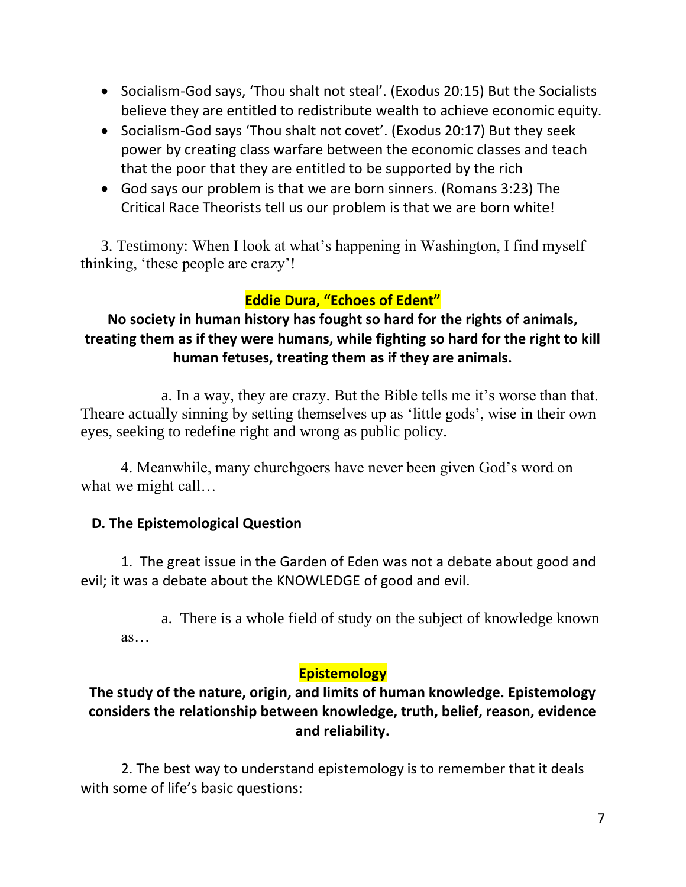- Socialism-God says, 'Thou shalt not steal'. (Exodus 20:15) But the Socialists believe they are entitled to redistribute wealth to achieve economic equity.
- Socialism-God says 'Thou shalt not covet'. (Exodus 20:17) But they seek power by creating class warfare between the economic classes and teach that the poor that they are entitled to be supported by the rich
- God says our problem is that we are born sinners. (Romans 3:23) The Critical Race Theorists tell us our problem is that we are born white!

3. Testimony: When I look at what's happening in Washington, I find myself thinking, 'these people are crazy'!

**Eddie Dura, "Echoes of Edent"**

**No society in human history has fought so hard for the rights of animals, treating them as if they were humans, while fighting so hard for the right to kill human fetuses, treating them as if they are animals.**

a. In a way, they are crazy. But the Bible tells me it's worse than that. Theare actually sinning by setting themselves up as 'little gods', wise in their own eyes, seeking to redefine right and wrong as public policy.

4. Meanwhile, many churchgoers have never been given God's word on what we might call…

**D. The Epistemological Question**

1. The great issue in the Garden of Eden was not a debate about good and evil; it was a debate about the KNOWLEDGE of good and evil.

a. There is a whole field of study on the subject of knowledge known as…

**Epistemology**

**The study of the nature, origin, and limits of human knowledge. Epistemology considers the relationship between knowledge, truth, belief, reason, evidence and reliability.**

2. The best way to understand epistemology is to remember that it deals with some of life's basic questions: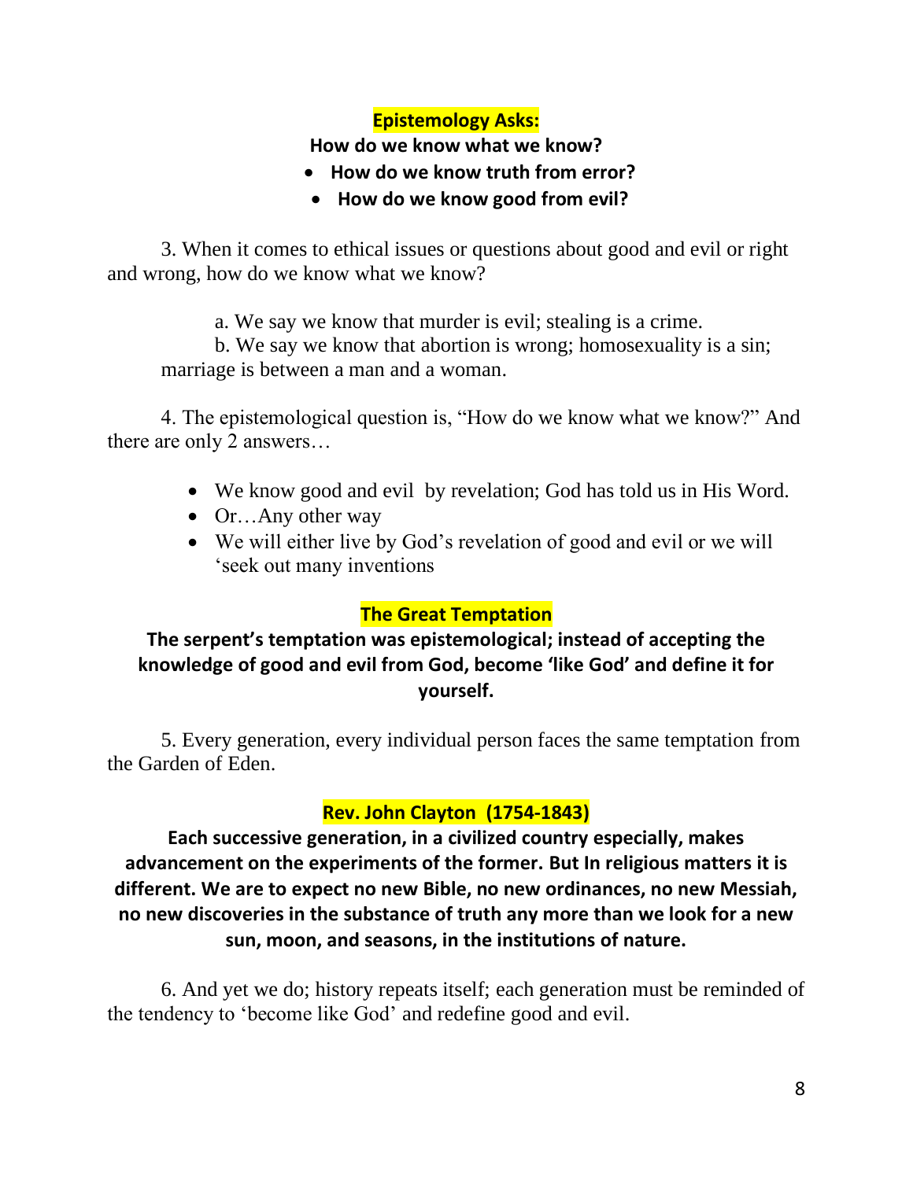**Epistemology Asks:**

**How do we know what we know?**

- **How do we know truth from error?**
- **How do we know good from evil?**

3. When it comes to ethical issues or questions about good and evil or right and wrong, how do we know what we know?

a. We say we know that murder is evil; stealing is a crime.

b. We say we know that abortion is wrong; homosexuality is a sin; marriage is between a man and a woman.

4. The epistemological question is, "How do we know what we know?" And there are only 2 answers…

- We know good and evil by revelation; God has told us in His Word.
- Or…Any other way
- We will either live by God's revelation of good and evil or we will 'seek out many inventions

**The Great Temptation**

**The serpent's temptation was epistemological; instead of accepting the knowledge of good and evil from God, become 'like God' and define it for yourself.**

5. Every generation, every individual person faces the same temptation from the Garden of Eden.

**Rev. John Clayton (1754-1843)**

**Each successive generation, in a civilized country especially, makes advancement on the experiments of the former. But In religious matters it is different. We are to expect no new Bible, no new ordinances, no new Messiah, no new discoveries in the substance of truth any more than we look for a new sun, moon, and seasons, in the institutions of nature.**

6. And yet we do; history repeats itself; each generation must be reminded of the tendency to 'become like God' and redefine good and evil.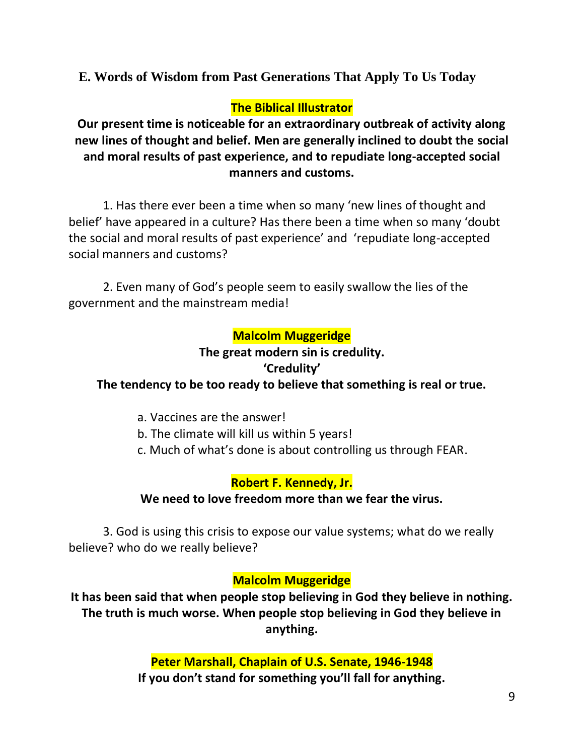## E. Words of Wisdom from Past Generations That Apply To Us Today

**The Biblical Illustrator**

**Our present time is noticeable for an extraordinary outbreak of activity along new lines of thought and belief. Men are generally inclined to doubt the social and moral results of past experience, and to repudiate long-accepted social manners and customs.**

1. Has there ever been a time when so many 'new lines of thought and belief' have appeared in a culture? Has there been a time when so many 'doubt the social and moral results of past experience' and 'repudiate long-accepted social manners and customs?

2. Even many of God's people seem to easily swallow the lies of the government and the mainstream media!

**Malcolm Muggeridge**

**The great modern sin is credulity.**

**'Credulity'**

**The tendency to be too ready to believe that something is real or true.**

a. Vaccines are the answer!
b. The climate will kill us within 5 years!
c. Much of what's done is about controlling us through FEAR.

**Robert F. Kennedy, Jr.**

**We need to love freedom more than we fear the virus.**

3. God is using this crisis to expose our value systems; what do we really believe? who do we really believe?

**Malcolm Muggeridge**

**It has been said that when people stop believing in God they believe in nothing. The truth is much worse. When people stop believing in God they believe in anything.**

**Peter Marshall, Chaplain of U.S. Senate, 1946-1948**

**If you don't stand for something you'll fall for anything.**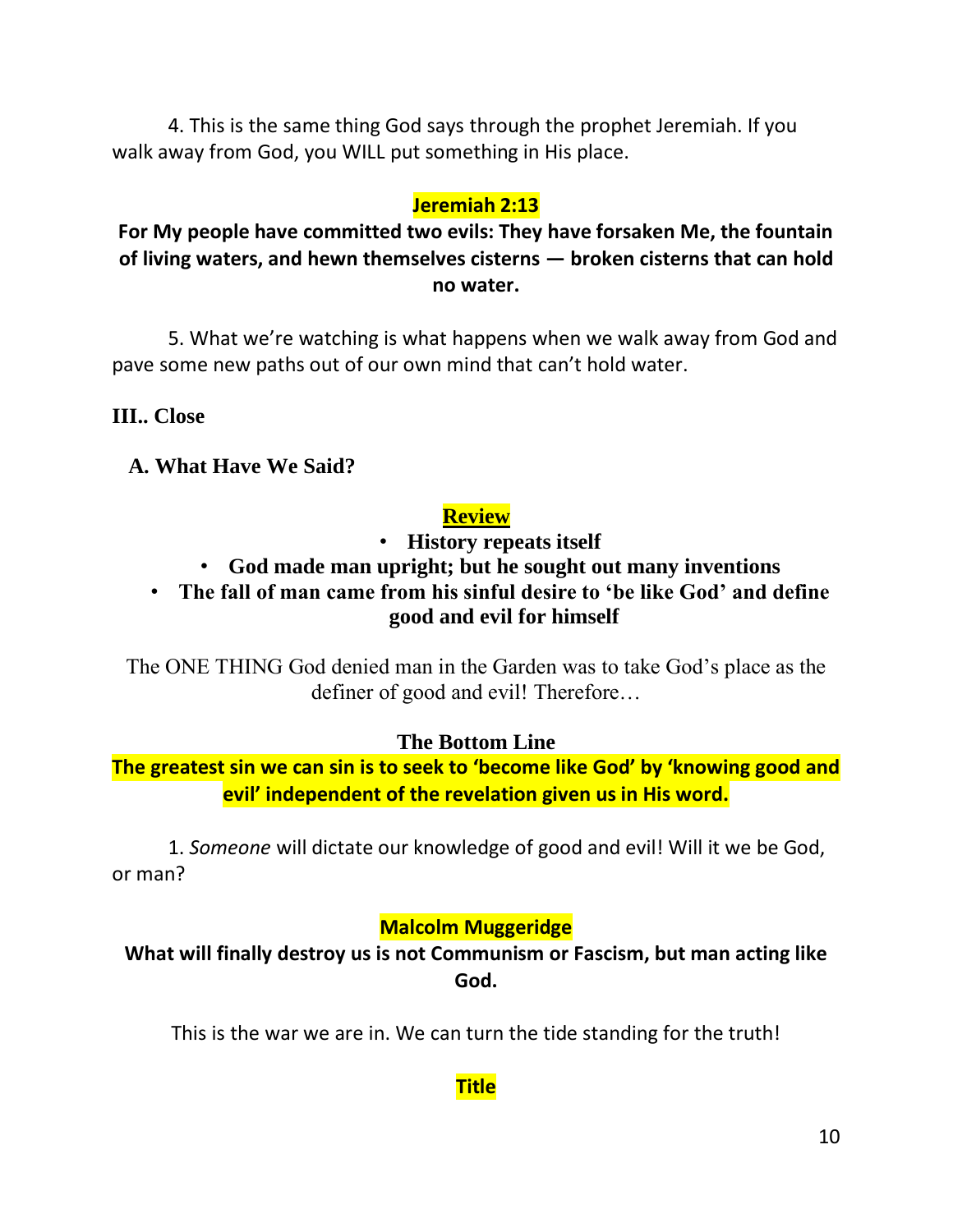4. This is the same thing God says through the prophet Jeremiah. If you walk away from God, you WILL put something in His place.

**Jeremiah 2:13**

**For My people have committed two evils: They have forsaken Me, the fountain of living waters, and hewn themselves cisterns — broken cisterns that can hold no water.**

5. What we're watching is what happens when we walk away from God and pave some new paths out of our own mind that can't hold water.

## III.. Close

### A. What Have We Said?

**Review**

- **History repeats itself**
- **God made man upright; but he sought out many inventions**
- **The fall of man came from his sinful desire to 'be like God' and define good and evil for himself**

The ONE THING God denied man in the Garden was to take God's place as the definer of good and evil! Therefore…

**The Bottom Line**

**The greatest sin we can sin is to seek to 'become like God' by 'knowing good and evil' independent of the revelation given us in His word.**

1. *Someone* will dictate our knowledge of good and evil! Will it we be God, or man?

**Malcolm Muggeridge**

**What will finally destroy us is not Communism or Fascism, but man acting like God.**

This is the war we are in. We can turn the tide standing for the truth!

**Title**